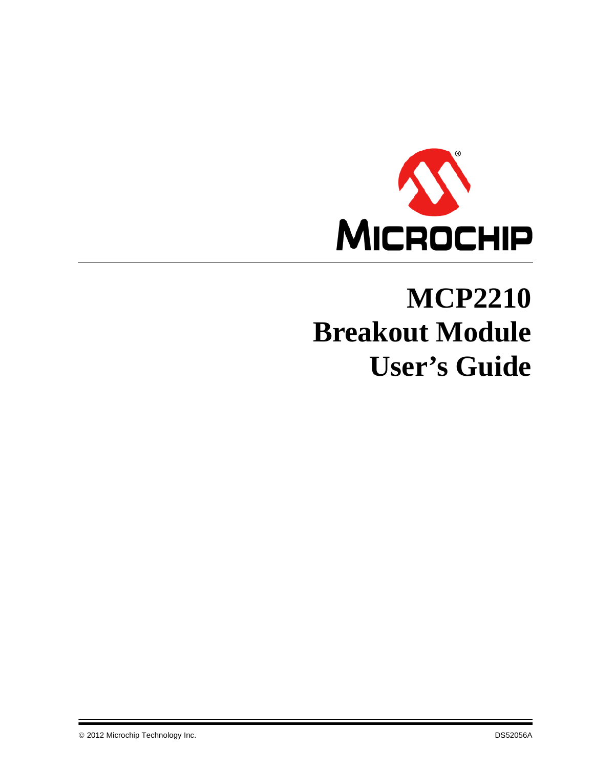# MCP2210 Breakout Module User's Guide

© 2012 Microchip Technology Inc. DS52056A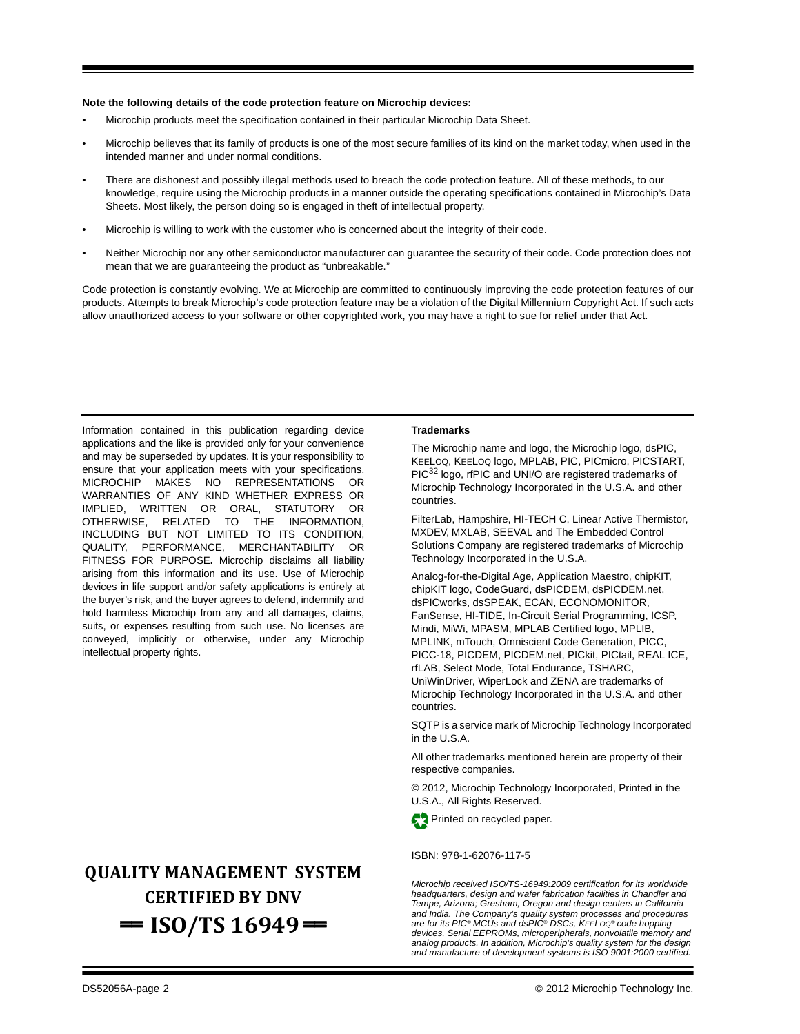**Note the following details of the code protection feature on Microchip devices:**

- Microchip products meet the specification contained in their particular Microchip Data Sheet.
- Microchip believes that its family of products is one of the most secure families of its kind on the market today, when used in the intended manner and under normal conditions.
- There are dishonest and possibly illegal methods used to breach the code protection feature. All of these methods, to our knowledge, require using the Microchip products in a manner outside the operating specifications contained in Microchip's Data Sheets. Most likely, the person doing so is engaged in theft of intellectual property.
- Microchip is willing to work with the customer who is concerned about the integrity of their code.
- Neither Microchip nor any other semiconductor manufacturer can guarantee the security of their code. Code protection does not mean that we are guaranteeing the product as "unbreakable."

Code protection is constantly evolving. We at Microchip are committed to continuously improving the code protection features of our products. Attempts to break Microchip's code protection feature may be a violation of the Digital Millennium Copyright Act. If such acts allow unauthorized access to your software or other copyrighted work, you may have a right to sue for relief under that Act.

Information contained in this publication regarding device applications and the like is provided only for your convenience and may be superseded by updates. It is your responsibility to ensure that your application meets with your specifications. MICROCHIP MAKES NO REPRESENTATIONS OR WARRANTIES OF ANY KIND WHETHER EXPRESS OR IMPLIED, WRITTEN OR ORAL, STATUTORY OR OTHERWISE, RELATED TO THE INFORMATION, INCLUDING BUT NOT LIMITED TO ITS CONDITION, QUALITY, PERFORMANCE, MERCHANTABILITY OR FITNESS FOR PURPOSE**.** Microchip disclaims all liability arising from this information and its use. Use of Microchip devices in life support and/or safety applications is entirely at the buyer's risk, and the buyer agrees to defend, indemnify and hold harmless Microchip from any and all damages, claims, suits, or expenses resulting from such use. No licenses are conveyed, implicitly or otherwise, under any Microchip intellectual property rights.

**Trademarks**

The Microchip name and logo, the Microchip logo, dsPIC, KEELOQ, KEELOQ logo, MPLAB, PIC, PICmicro, PICSTART, PIC[32] logo, rfPIC and UNI/O are registered trademarks of Microchip Technology Incorporated in the U.S.A. and other countries.

FilterLab, Hampshire, HI-TECH C, Linear Active Thermistor, MXDEV, MXLAB, SEEVAL and The Embedded Control Solutions Company are registered trademarks of Microchip Technology Incorporated in the U.S.A.

Analog-for-the-Digital Age, Application Maestro, chipKIT, chipKIT logo, CodeGuard, dsPICDEM, dsPICDEM.net, dsPICworks, dsSPEAK, ECAN, ECONOMONITOR, FanSense, HI-TIDE, In-Circuit Serial Programming, ICSP, Mindi, MiWi, MPASM, MPLAB Certified logo, MPLIB, MPLINK, mTouch, Omniscient Code Generation, PICC, PICC-18, PICDEM, PICDEM.net, PICkit, PICtail, REAL ICE, rfLAB, Select Mode, Total Endurance, TSHARC, UniWinDriver, WiperLock and ZENA are trademarks of Microchip Technology Incorporated in the U.S.A. and other countries.

SQTP is a service mark of Microchip Technology Incorporated in the U.S.A.

All other trademarks mentioned herein are property of their respective companies.

© 2012, Microchip Technology Incorporated, Printed in the U.S.A., All Rights Reserved.

Printed on recycled paper.

ISBN: 978-1-62076-117-5

**QUALITY MANAGEMENT SYSTEM CERTIFIED BY DNV**

**== ISO/TS 16949 ==**

*Microchip received ISO/TS-16949:2009 certification for its worldwide headquarters, design and wafer fabrication facilities in Chandler and Tempe, Arizona; Gresham, Oregon and design centers in California and India. The Company's quality system processes and procedures are for its PIC® MCUs and dsPIC® DSCs, KEELOQ® code hopping devices, Serial EEPROMs, microperipherals, nonvolatile memory and analog products. In addition, Microchip's quality system for the design and manufacture of development systems is ISO 9001:2000 certified.*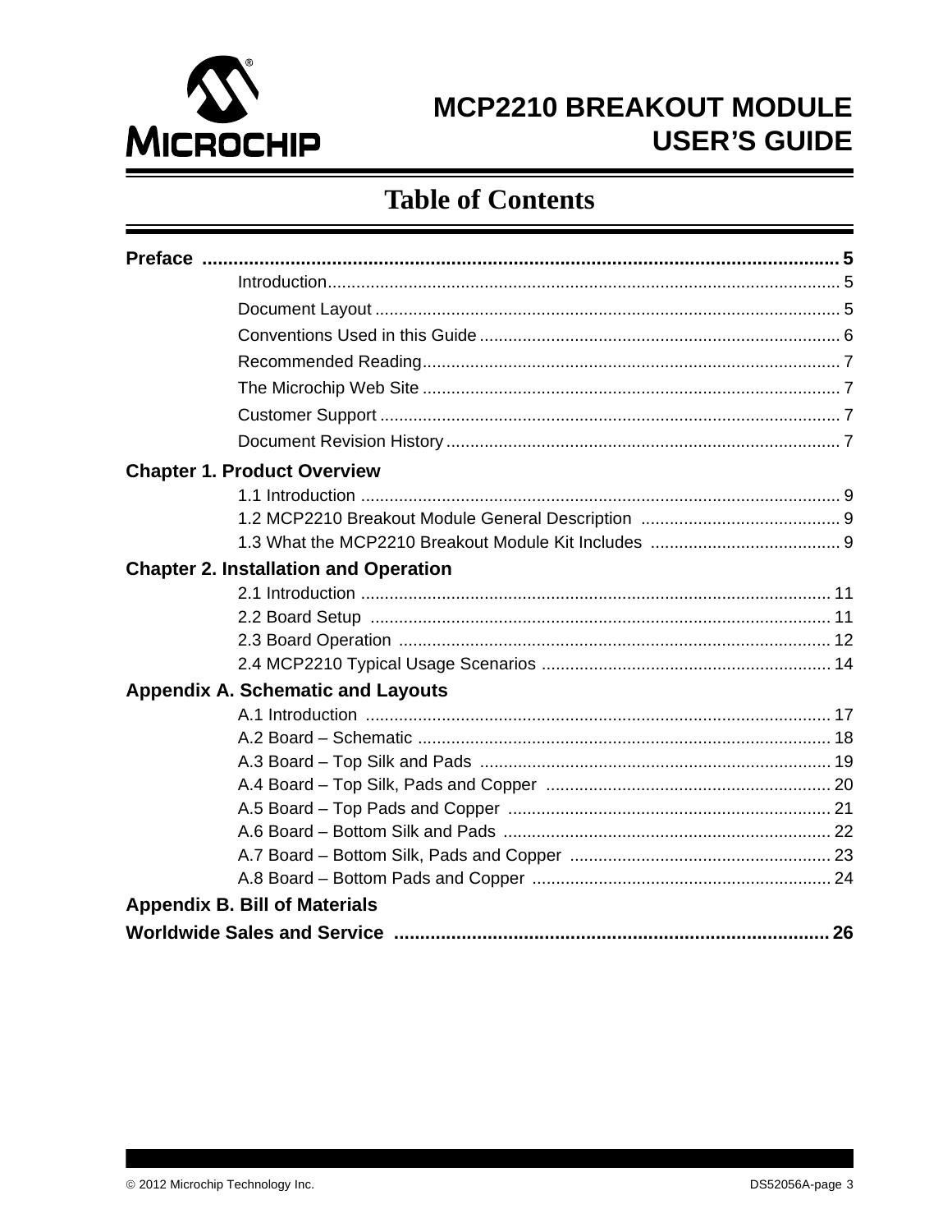# MCP2210 BREAKOUT MODULE USER'S GUIDE

## Table of Contents

**Preface .......... 5**

- Introduction .......... 5
- Document Layout .......... 5
- Conventions Used in this Guide .......... 6
- Recommended Reading .......... 7
- The Microchip Web Site .......... 7
- Customer Support .......... 7
- Document Revision History .......... 7

**Chapter 1. Product Overview**

- 1.1 Introduction .......... 9
- 1.2 MCP2210 Breakout Module General Description .......... 9
- 1.3 What the MCP2210 Breakout Module Kit Includes .......... 9

**Chapter 2. Installation and Operation**

- 2.1 Introduction .......... 11
- 2.2 Board Setup .......... 11
- 2.3 Board Operation .......... 12
- 2.4 MCP2210 Typical Usage Scenarios .......... 14

**Appendix A. Schematic and Layouts**

- A.1 Introduction .......... 17
- A.2 Board – Schematic .......... 18
- A.3 Board – Top Silk and Pads .......... 19
- A.4 Board – Top Silk, Pads and Copper .......... 20
- A.5 Board – Top Pads and Copper .......... 21
- A.6 Board – Bottom Silk and Pads .......... 22
- A.7 Board – Bottom Silk, Pads and Copper .......... 23
- A.8 Board – Bottom Pads and Copper .......... 24

**Appendix B. Bill of Materials**

**Worldwide Sales and Service .......... 26**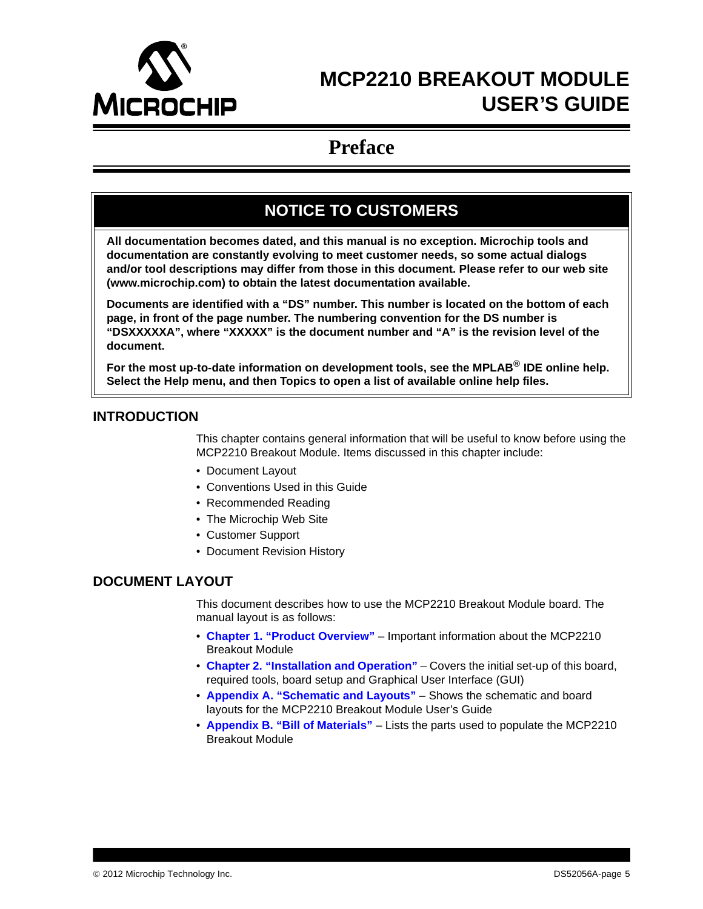# MCP2210 BREAKOUT MODULE USER'S GUIDE

## Preface

### NOTICE TO CUSTOMERS

**All documentation becomes dated, and this manual is no exception. Microchip tools and documentation are constantly evolving to meet customer needs, so some actual dialogs and/or tool descriptions may differ from those in this document. Please refer to our web site (www.microchip.com) to obtain the latest documentation available.**

**Documents are identified with a "DS" number. This number is located on the bottom of each page, in front of the page number. The numbering convention for the DS number is "DSXXXXXA", where "XXXXX" is the document number and "A" is the revision level of the document.**

**For the most up-to-date information on development tools, see the MPLAB® IDE online help. Select the Help menu, and then Topics to open a list of available online help files.**

## INTRODUCTION

This chapter contains general information that will be useful to know before using the MCP2210 Breakout Module. Items discussed in this chapter include:

- Document Layout
- Conventions Used in this Guide
- Recommended Reading
- The Microchip Web Site
- Customer Support
- Document Revision History

## DOCUMENT LAYOUT

This document describes how to use the MCP2210 Breakout Module board. The manual layout is as follows:

- **Chapter 1. "Product Overview"** – Important information about the MCP2210 Breakout Module
- **Chapter 2. "Installation and Operation"** – Covers the initial set-up of this board, required tools, board setup and Graphical User Interface (GUI)
- **Appendix A. "Schematic and Layouts"** – Shows the schematic and board layouts for the MCP2210 Breakout Module User's Guide
- **Appendix B. "Bill of Materials"** – Lists the parts used to populate the MCP2210 Breakout Module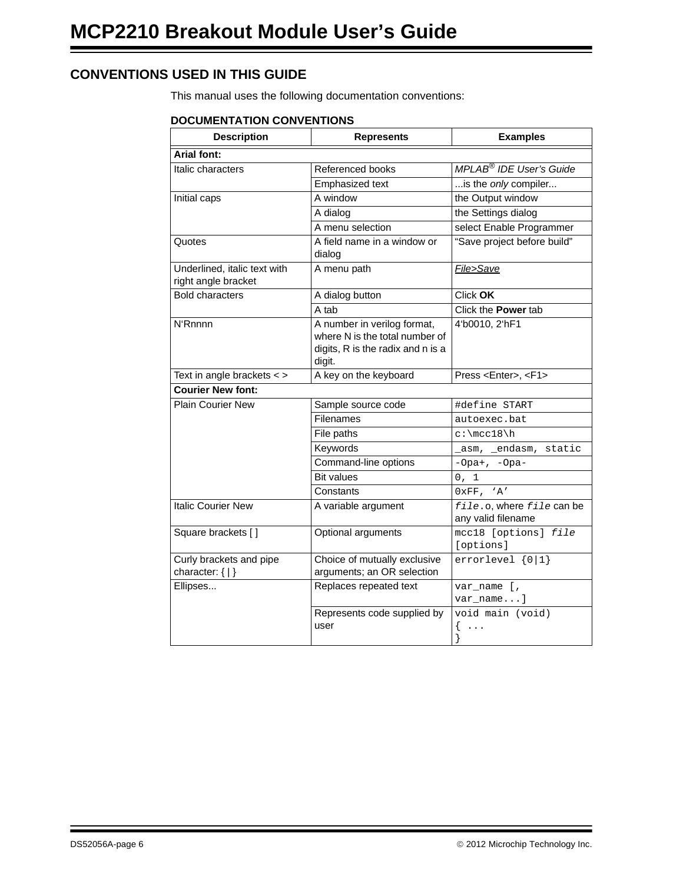## CONVENTIONS USED IN THIS GUIDE

This manual uses the following documentation conventions:

**DOCUMENTATION CONVENTIONS**

| Description | Represents | Examples |
|---|---|---|
| **Arial font:** | | |
| Italic characters | Referenced books | *MPLAB® IDE User's Guide* |
| | Emphasized text | ...is the *only* compiler... |
| Initial caps | A window | the Output window |
| | A dialog | the Settings dialog |
| | A menu selection | select Enable Programmer |
| Quotes | A field name in a window or dialog | "Save project before build" |
| Underlined, italic text with right angle bracket | A menu path | <u>*File>Save*</u> |
| Bold characters | A dialog button | Click **OK** |
| | A tab | Click the **Power** tab |
| N'Rnnnn | A number in verilog format, where N is the total number of digits, R is the radix and n is a digit. | 4'b0010, 2'hF1 |
| Text in angle brackets < > | A key on the keyboard | Press <Enter>, <F1> |
| **Courier New font:** | | |
| Plain Courier New | Sample source code | `#define START` |
| | Filenames | `autoexec.bat` |
| | File paths | `c:\mcc18\h` |
| | Keywords | `_asm, _endasm, static` |
| | Command-line options | `-Opa+, -Opa-` |
| | Bit values | `0, 1` |
| | Constants | `0xFF, 'A'` |
| Italic Courier New | A variable argument | *`file`*`.o`, where *`file`* can be any valid filename |
| Square brackets [ ] | Optional arguments | `mcc18 [options]` *`file`* `[options]` |
| Curly brackets and pipe character: { \| } | Choice of mutually exclusive arguments; an OR selection | `errorlevel {0\|1}` |
| Ellipses... | Replaces repeated text | `var_name [, var_name...]` |
| | Represents code supplied by user | `void main (void) { ... }` |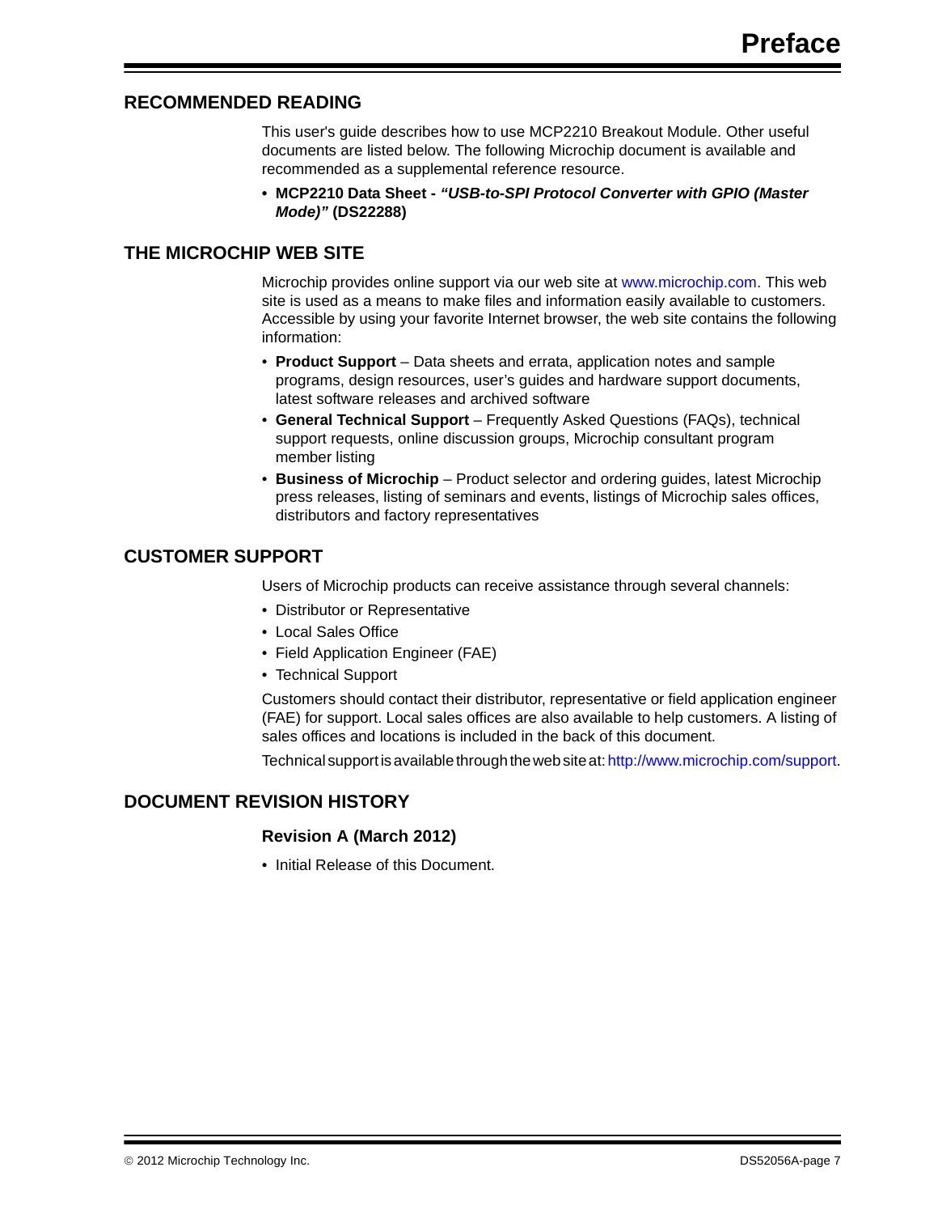## RECOMMENDED READING

This user's guide describes how to use MCP2210 Breakout Module. Other useful documents are listed below. The following Microchip document is available and recommended as a supplemental reference resource.

- **MCP2210 Data Sheet - *"USB-to-SPI Protocol Converter with GPIO (Master Mode)"* (DS22288)**

## THE MICROCHIP WEB SITE

Microchip provides online support via our web site at www.microchip.com. This web site is used as a means to make files and information easily available to customers. Accessible by using your favorite Internet browser, the web site contains the following information:

- **Product Support** – Data sheets and errata, application notes and sample programs, design resources, user's guides and hardware support documents, latest software releases and archived software
- **General Technical Support** – Frequently Asked Questions (FAQs), technical support requests, online discussion groups, Microchip consultant program member listing
- **Business of Microchip** – Product selector and ordering guides, latest Microchip press releases, listing of seminars and events, listings of Microchip sales offices, distributors and factory representatives

## CUSTOMER SUPPORT

Users of Microchip products can receive assistance through several channels:

- Distributor or Representative
- Local Sales Office
- Field Application Engineer (FAE)
- Technical Support

Customers should contact their distributor, representative or field application engineer (FAE) for support. Local sales offices are also available to help customers. A listing of sales offices and locations is included in the back of this document.

Technical support is available through the web site at: http://www.microchip.com/support.

## DOCUMENT REVISION HISTORY

### Revision A (March 2012)

- Initial Release of this Document.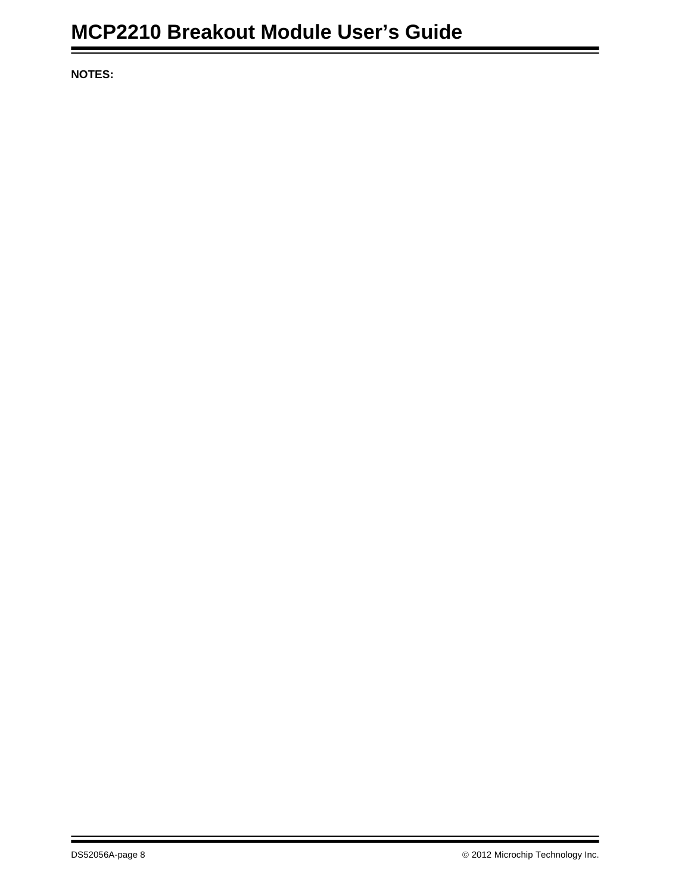**NOTES:**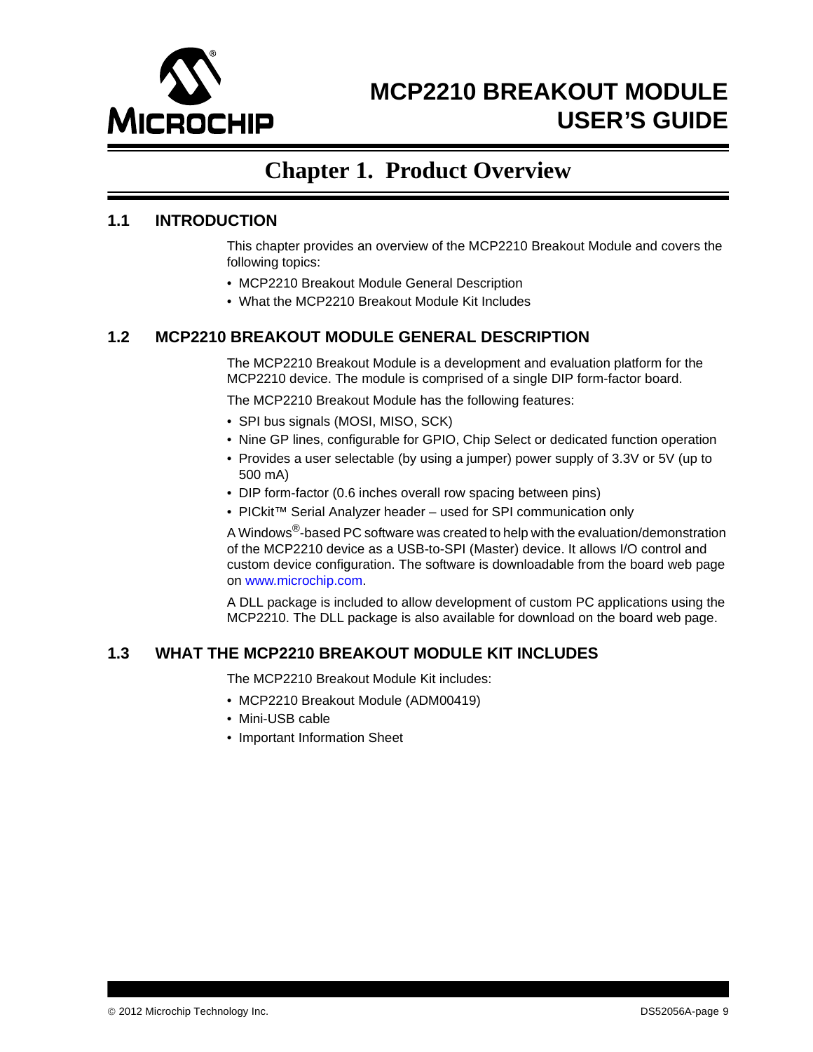# Chapter 1. Product Overview

## 1.1 INTRODUCTION

This chapter provides an overview of the MCP2210 Breakout Module and covers the following topics:

- MCP2210 Breakout Module General Description
- What the MCP2210 Breakout Module Kit Includes

## 1.2 MCP2210 BREAKOUT MODULE GENERAL DESCRIPTION

The MCP2210 Breakout Module is a development and evaluation platform for the MCP2210 device. The module is comprised of a single DIP form-factor board.

The MCP2210 Breakout Module has the following features:

- SPI bus signals (MOSI, MISO, SCK)
- Nine GP lines, configurable for GPIO, Chip Select or dedicated function operation
- Provides a user selectable (by using a jumper) power supply of 3.3V or 5V (up to 500 mA)
- DIP form-factor (0.6 inches overall row spacing between pins)
- PICkit™ Serial Analyzer header – used for SPI communication only

A Windows®-based PC software was created to help with the evaluation/demonstration of the MCP2210 device as a USB-to-SPI (Master) device. It allows I/O control and custom device configuration. The software is downloadable from the board web page on www.microchip.com.

A DLL package is included to allow development of custom PC applications using the MCP2210. The DLL package is also available for download on the board web page.

## 1.3 WHAT THE MCP2210 BREAKOUT MODULE KIT INCLUDES

The MCP2210 Breakout Module Kit includes:

- MCP2210 Breakout Module (ADM00419)
- Mini-USB cable
- Important Information Sheet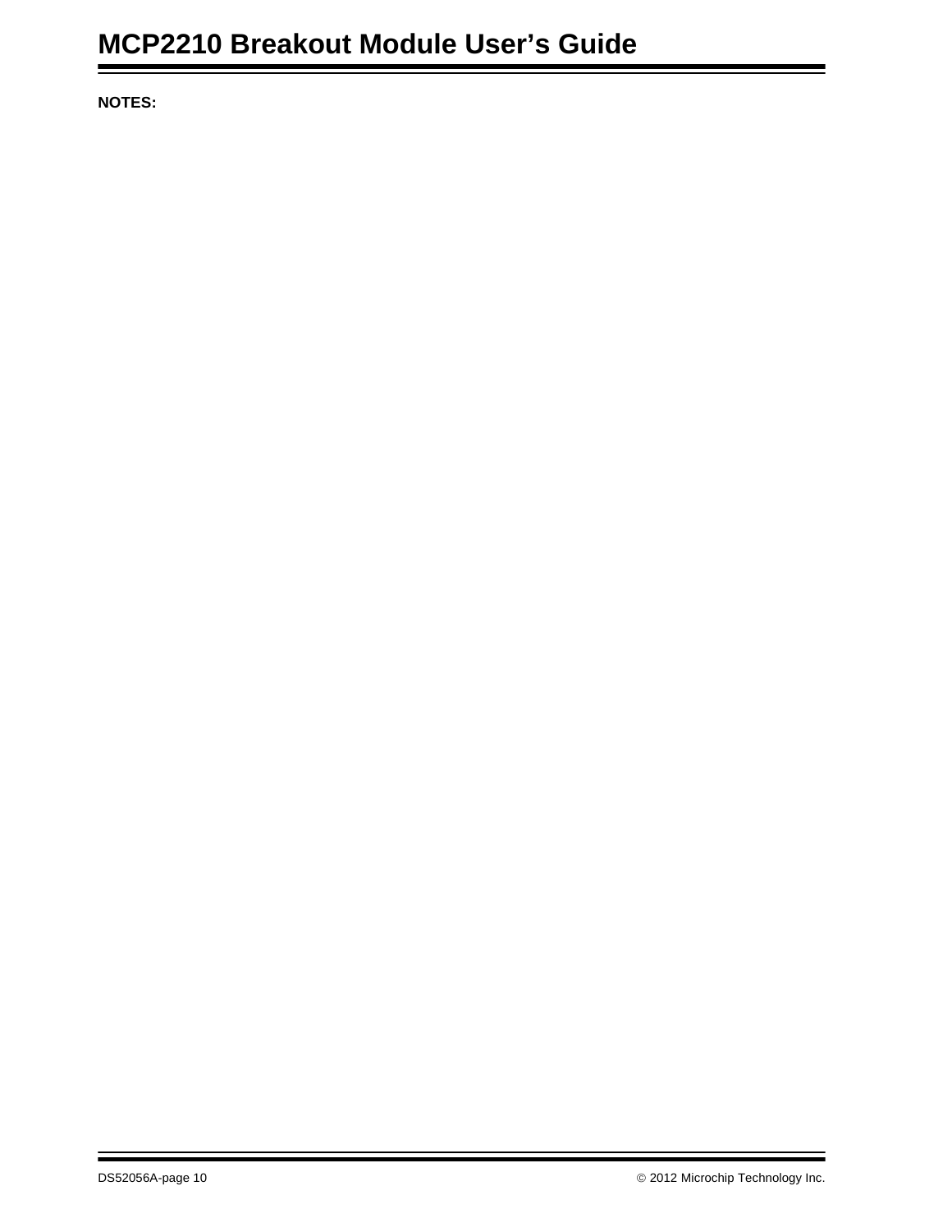**NOTES:**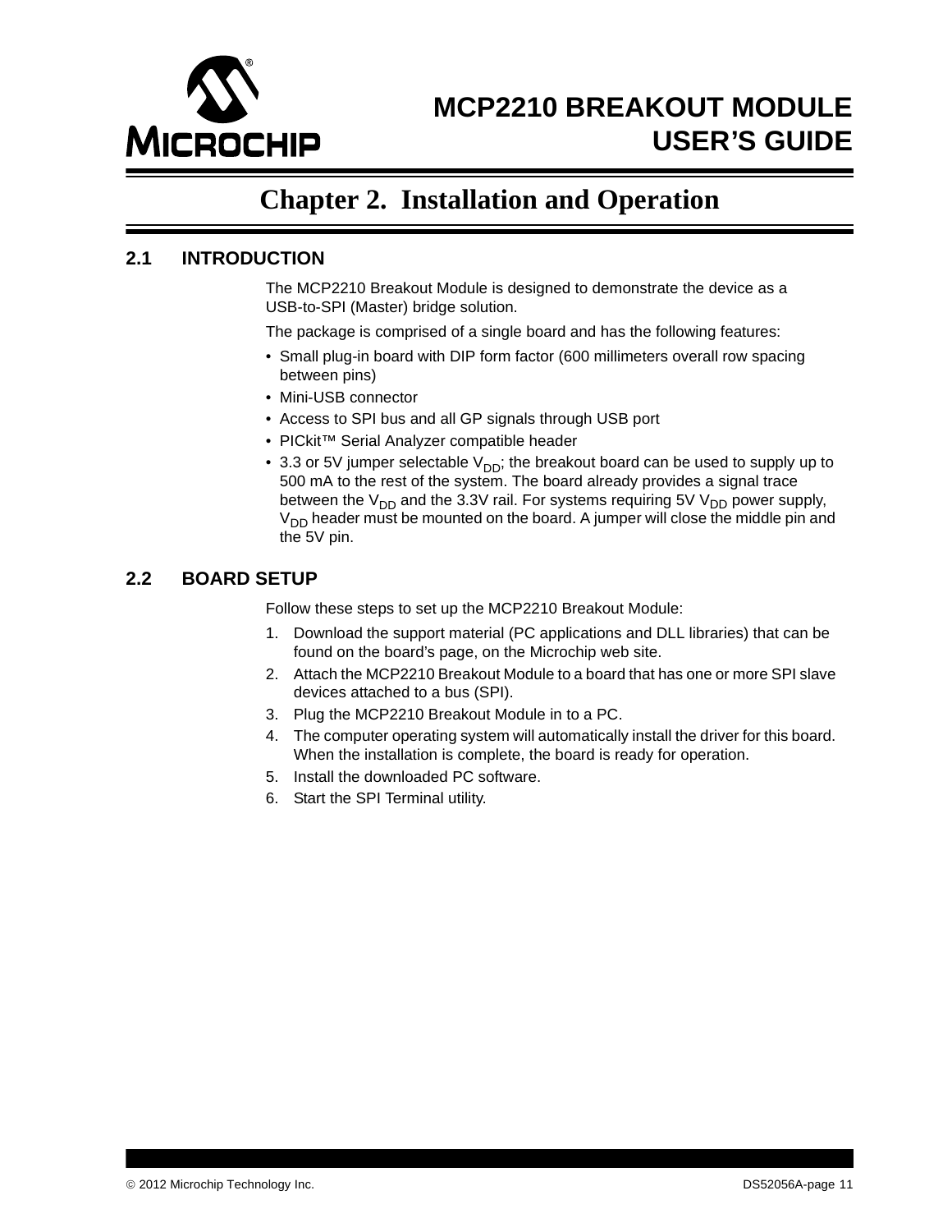# Chapter 2. Installation and Operation

## 2.1 INTRODUCTION

The MCP2210 Breakout Module is designed to demonstrate the device as a USB-to-SPI (Master) bridge solution.

The package is comprised of a single board and has the following features:

- Small plug-in board with DIP form factor (600 millimeters overall row spacing between pins)
- Mini-USB connector
- Access to SPI bus and all GP signals through USB port
- PICkit™ Serial Analyzer compatible header
- 3.3 or 5V jumper selectable $V_{DD}$; the breakout board can be used to supply up to 500 mA to the rest of the system. The board already provides a signal trace between the $V_{DD}$ and the 3.3V rail. For systems requiring 5V $V_{DD}$ power supply, $V_{DD}$ header must be mounted on the board. A jumper will close the middle pin and the 5V pin.

## 2.2 BOARD SETUP

Follow these steps to set up the MCP2210 Breakout Module:

1. Download the support material (PC applications and DLL libraries) that can be found on the board's page, on the Microchip web site.
2. Attach the MCP2210 Breakout Module to a board that has one or more SPI slave devices attached to a bus (SPI).
3. Plug the MCP2210 Breakout Module in to a PC.
4. The computer operating system will automatically install the driver for this board. When the installation is complete, the board is ready for operation.
5. Install the downloaded PC software.
6. Start the SPI Terminal utility.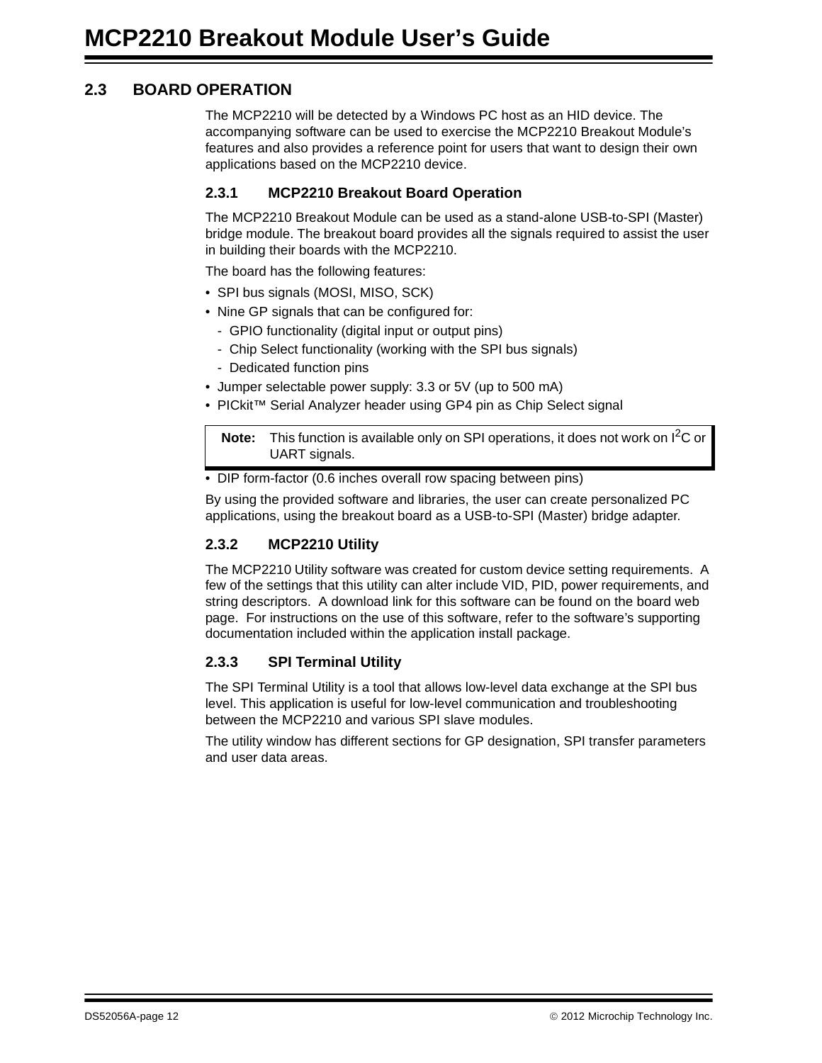## 2.3 BOARD OPERATION

The MCP2210 will be detected by a Windows PC host as an HID device. The accompanying software can be used to exercise the MCP2210 Breakout Module's features and also provides a reference point for users that want to design their own applications based on the MCP2210 device.

### 2.3.1 MCP2210 Breakout Board Operation

The MCP2210 Breakout Module can be used as a stand-alone USB-to-SPI (Master) bridge module. The breakout board provides all the signals required to assist the user in building their boards with the MCP2210.

The board has the following features:

- SPI bus signals (MOSI, MISO, SCK)
- Nine GP signals that can be configured for:
  - GPIO functionality (digital input or output pins)
  - Chip Select functionality (working with the SPI bus signals)
  - Dedicated function pins
- Jumper selectable power supply: 3.3 or 5V (up to 500 mA)
- PICkit™ Serial Analyzer header using GP4 pin as Chip Select signal

> **Note:** This function is available only on SPI operations, it does not work on $I^2C$ or UART signals.

- DIP form-factor (0.6 inches overall row spacing between pins)

By using the provided software and libraries, the user can create personalized PC applications, using the breakout board as a USB-to-SPI (Master) bridge adapter.

### 2.3.2 MCP2210 Utility

The MCP2210 Utility software was created for custom device setting requirements. A few of the settings that this utility can alter include VID, PID, power requirements, and string descriptors. A download link for this software can be found on the board web page. For instructions on the use of this software, refer to the software's supporting documentation included within the application install package.

### 2.3.3 SPI Terminal Utility

The SPI Terminal Utility is a tool that allows low-level data exchange at the SPI bus level. This application is useful for low-level communication and troubleshooting between the MCP2210 and various SPI slave modules.

The utility window has different sections for GP designation, SPI transfer parameters and user data areas.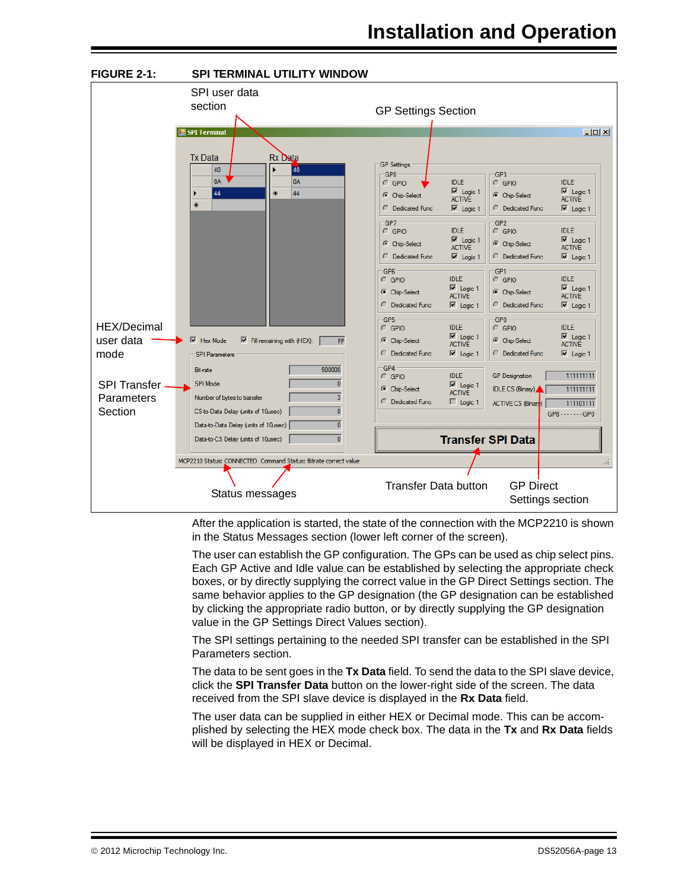**FIGURE 2-1: SPI TERMINAL UTILITY WINDOW**

After the application is started, the state of the connection with the MCP2210 is shown in the Status Messages section (lower left corner of the screen).

The user can establish the GP configuration. The GPs can be used as chip select pins. Each GP Active and Idle value can be established by selecting the appropriate check boxes, or by directly supplying the correct value in the GP Direct Settings section. The same behavior applies to the GP designation (the GP designation can be established by clicking the appropriate radio button, or by directly supplying the GP designation value in the GP Settings Direct Values section).

The SPI settings pertaining to the needed SPI transfer can be established in the SPI Parameters section.

The data to be sent goes in the **Tx Data** field. To send the data to the SPI slave device, click the **SPI Transfer Data** button on the lower-right side of the screen. The data received from the SPI slave device is displayed in the **Rx Data** field.

The user data can be supplied in either HEX or Decimal mode. This can be accomplished by selecting the HEX mode check box. The data in the **Tx** and **Rx Data** fields will be displayed in HEX or Decimal.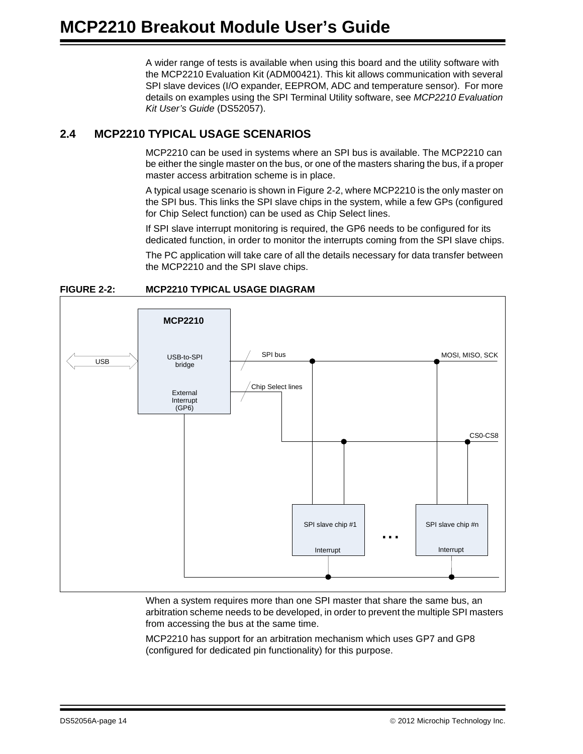A wider range of tests is available when using this board and the utility software with the MCP2210 Evaluation Kit (ADM00421). This kit allows communication with several SPI slave devices (I/O expander, EEPROM, ADC and temperature sensor). For more details on examples using the SPI Terminal Utility software, see *MCP2210 Evaluation Kit User's Guide* (DS52057).

## 2.4 MCP2210 TYPICAL USAGE SCENARIOS

MCP2210 can be used in systems where an SPI bus is available. The MCP2210 can be either the single master on the bus, or one of the masters sharing the bus, if a proper master access arbitration scheme is in place.

A typical usage scenario is shown in Figure 2-2, where MCP2210 is the only master on the SPI bus. This links the SPI slave chips in the system, while a few GPs (configured for Chip Select function) can be used as Chip Select lines.

If SPI slave interrupt monitoring is required, the GP6 needs to be configured for its dedicated function, in order to monitor the interrupts coming from the SPI slave chips.

The PC application will take care of all the details necessary for data transfer between the MCP2210 and the SPI slave chips.

**FIGURE 2-2: MCP2210 TYPICAL USAGE DIAGRAM**

MCP2210 | USB | USB-to-SPI bridge | External Interrupt (GP6) | SPI bus | MOSI, MISO, SCK | Chip Select lines | CS0-CS8 | SPI slave chip #1 | Interrupt | ... | SPI slave chip #n | Interrupt

When a system requires more than one SPI master that share the same bus, an arbitration scheme needs to be developed, in order to prevent the multiple SPI masters from accessing the bus at the same time.

MCP2210 has support for an arbitration mechanism which uses GP7 and GP8 (configured for dedicated pin functionality) for this purpose.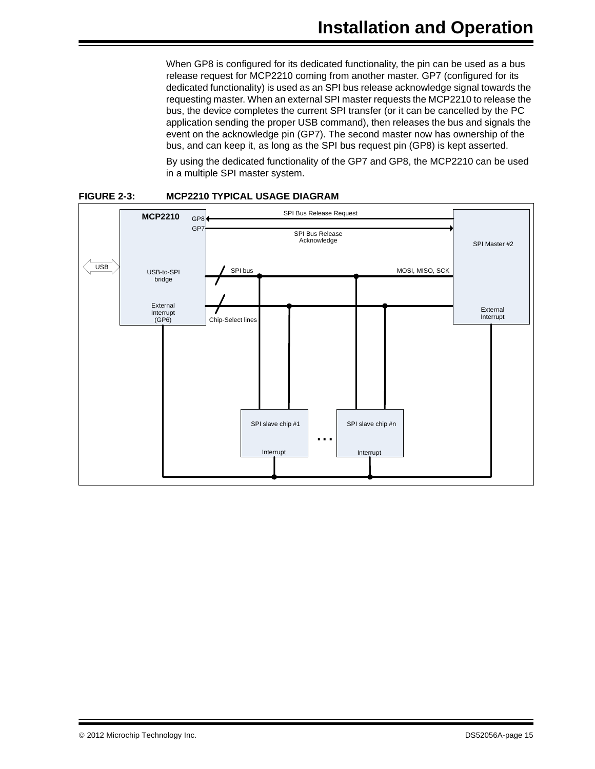When GP8 is configured for its dedicated functionality, the pin can be used as a bus release request for MCP2210 coming from another master. GP7 (configured for its dedicated functionality) is used as an SPI bus release acknowledge signal towards the requesting master. When an external SPI master requests the MCP2210 to release the bus, the device completes the current SPI transfer (or it can be cancelled by the PC application sending the proper USB command), then releases the bus and signals the event on the acknowledge pin (GP7). The second master now has ownership of the bus, and can keep it, as long as the SPI bus request pin (GP8) is kept asserted.

By using the dedicated functionality of the GP7 and GP8, the MCP2210 can be used in a multiple SPI master system.

**FIGURE 2-3: MCP2210 TYPICAL USAGE DIAGRAM**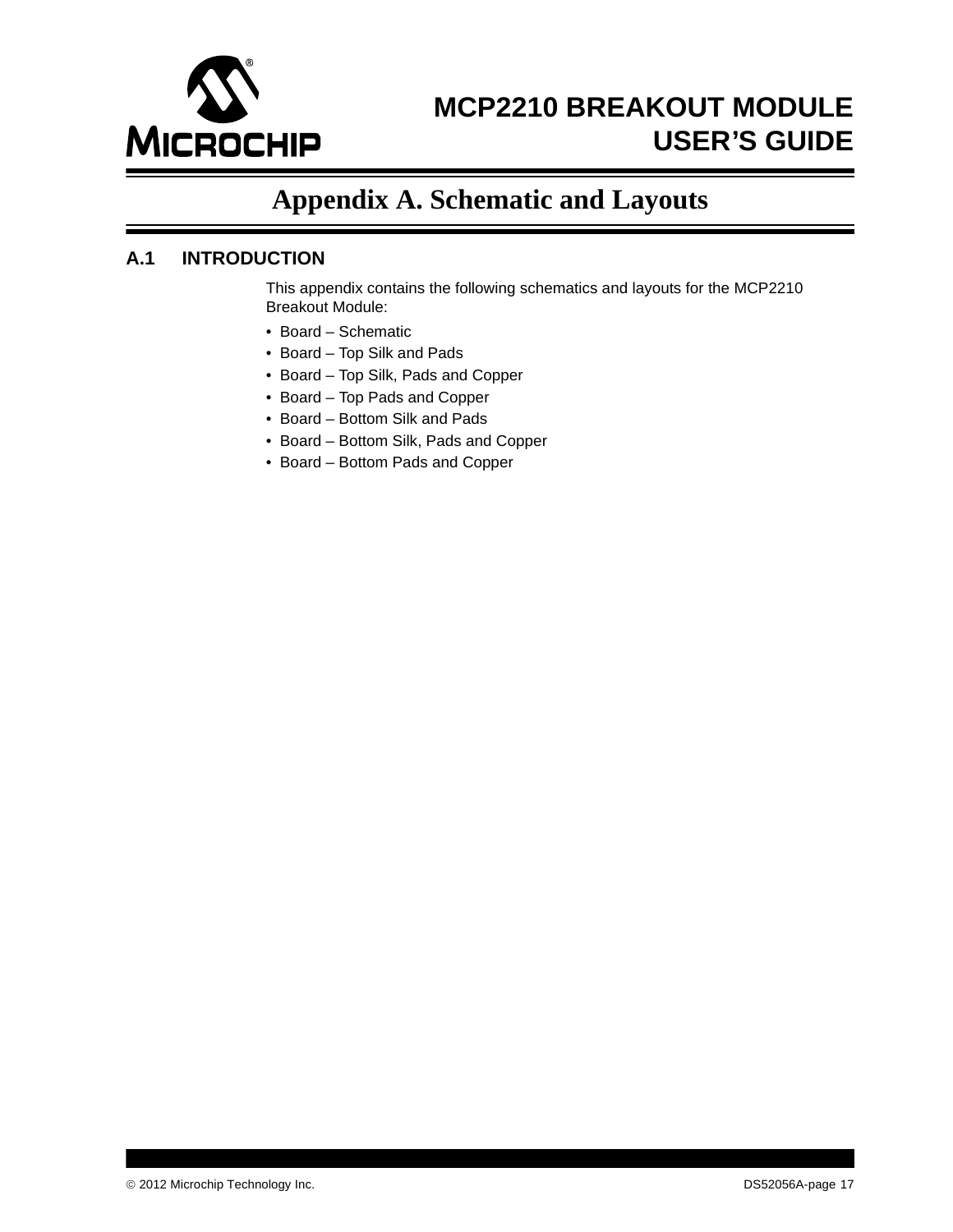# Appendix A. Schematic and Layouts

## A.1 INTRODUCTION

This appendix contains the following schematics and layouts for the MCP2210 Breakout Module:

- Board – Schematic
- Board – Top Silk and Pads
- Board – Top Silk, Pads and Copper
- Board – Top Pads and Copper
- Board – Bottom Silk and Pads
- Board – Bottom Silk, Pads and Copper
- Board – Bottom Pads and Copper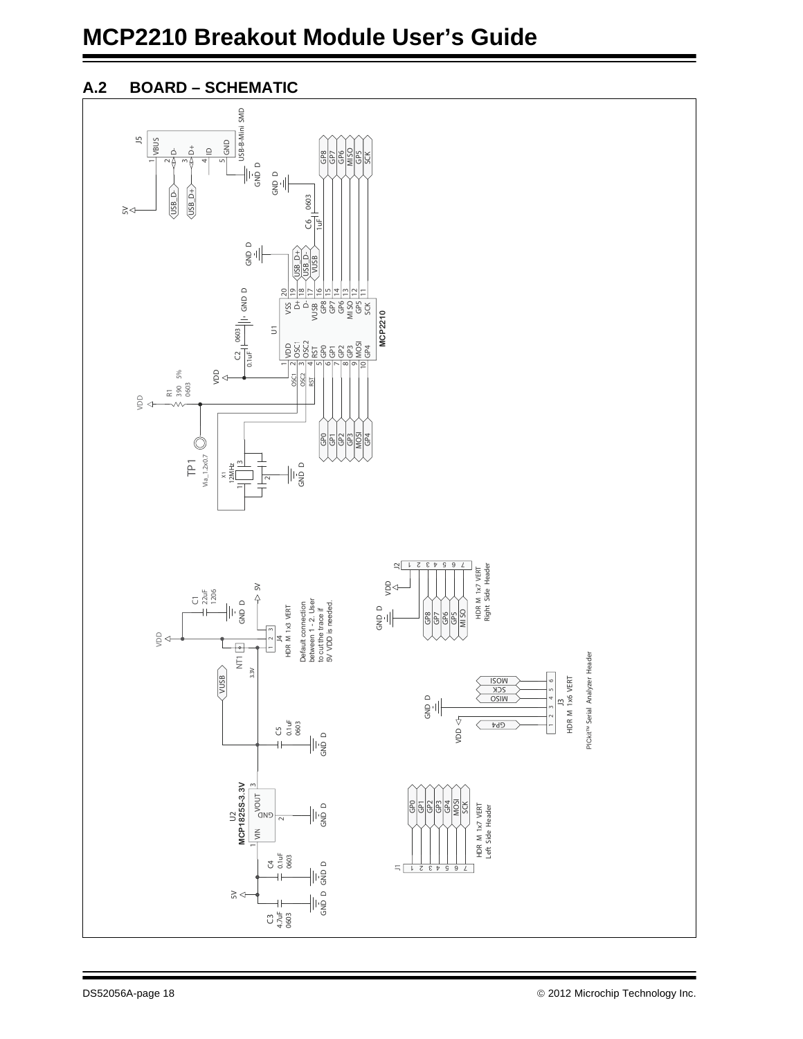## A.2 BOARD – SCHEMATIC

J5 USB-B-Mini SMD: 1 VBUS, 2 D-, 3 D+, 4 ID, 5 GND

U1 MCP2210: 1 VDD, 2 OSC1, 3 OSC2, 4 RST, 5 GP0, 6 GP1, 7 GP2, 8 GP3, 9 MOSI, 10 GP4, 11 SCK, 12 GP5, 13 MISO, 14 GP6, 15 GP7, 16 GP8, 17 VUSB, 18 D-, 19 D+, 20 VSS

C2 0.1uF 0603; C6 1uF 0603; R1 390 5% 0603; X1 12MHz; TP1 Via_1.2x0.7

C1 22uF 1206; C5 0.1uF 0603; C4 0.1uF 0603; C3 4.7uF 0603

U2 MCP1825S-3.3V: 1 VIN, 2 GND, 3 VOUT

NT1 3.3V

J4 HDR M 1x3 VERT — Default connection between 1 - 2. User to cut the trace if 5V VDD is needed.

J2 HDR M 1x7 VERT Right Side Header: VDD, GP8, GP7, GP6, GP5, MISO

J3 HDR M 1x6 VERT PICkit™ Serial Analyzer Header: GP4, VDD, GND_D, MISO, SCK, MOSI

J1 HDR M 1x7 VERT Left Side Header: GP0, GP1, GP2, GP3, GP4, MOSI, SCK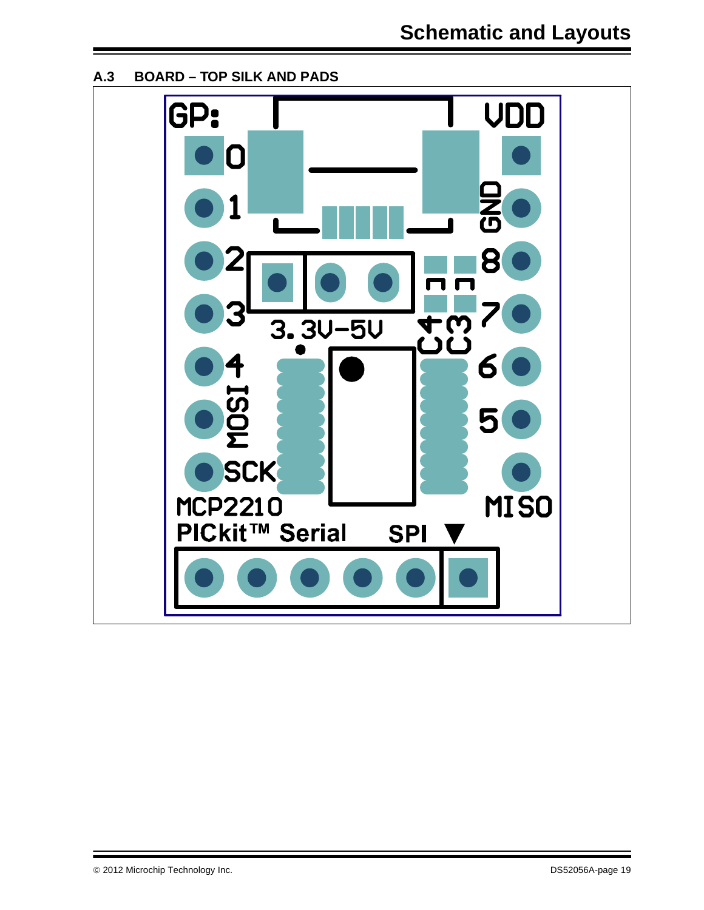## A.3 BOARD – TOP SILK AND PADS

GP:

VDD

0

1

GND

2

8

3

7

3.3V–5V

C4

C3

4

6

MOSI

5

SCK

MCP2210

MISO

PICkit™ Serial

SPI ▼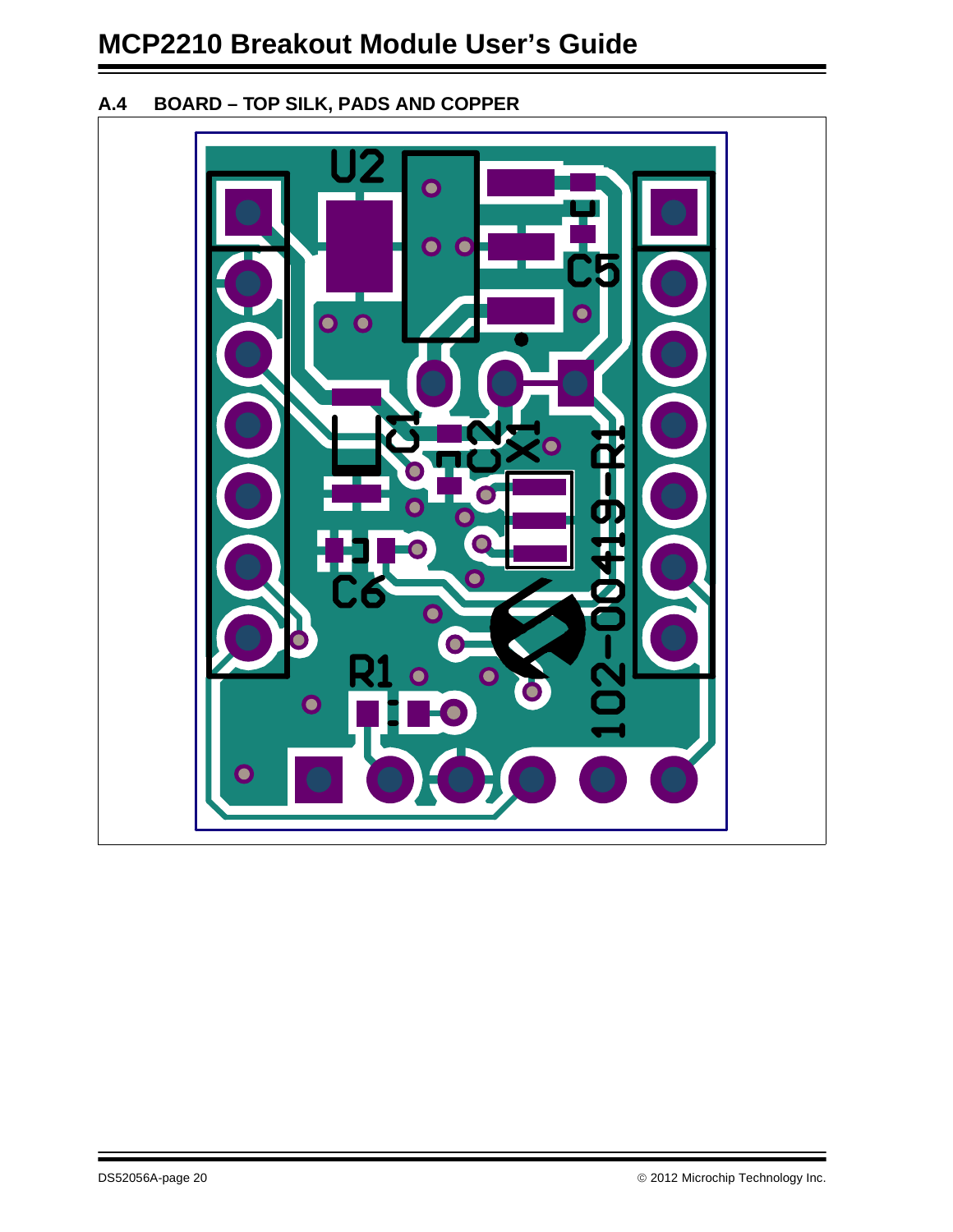## A.4 BOARD – TOP SILK, PADS AND COPPER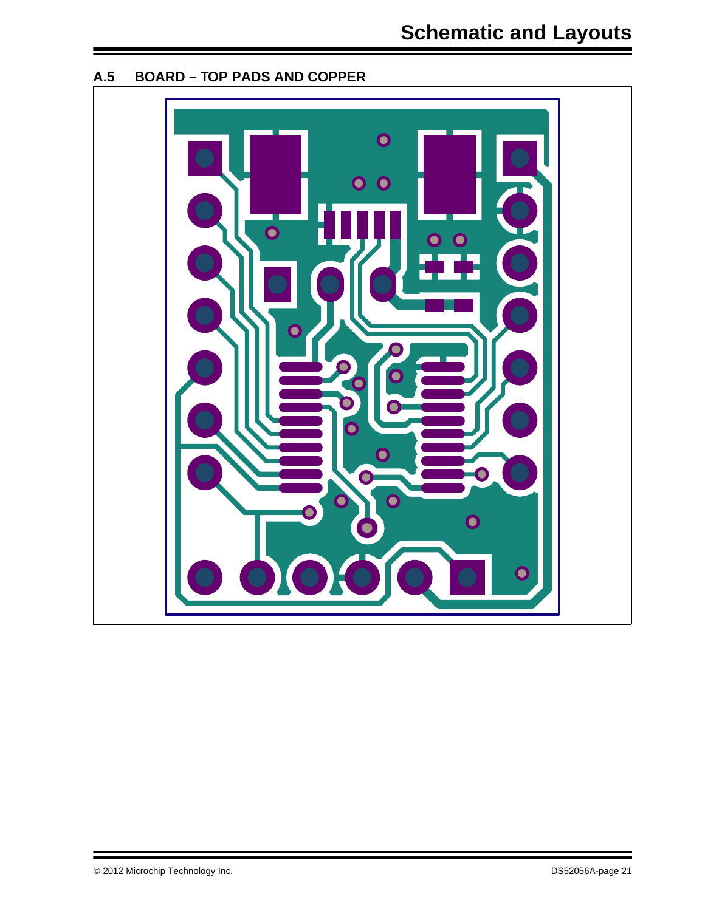## A.5 BOARD – TOP PADS AND COPPER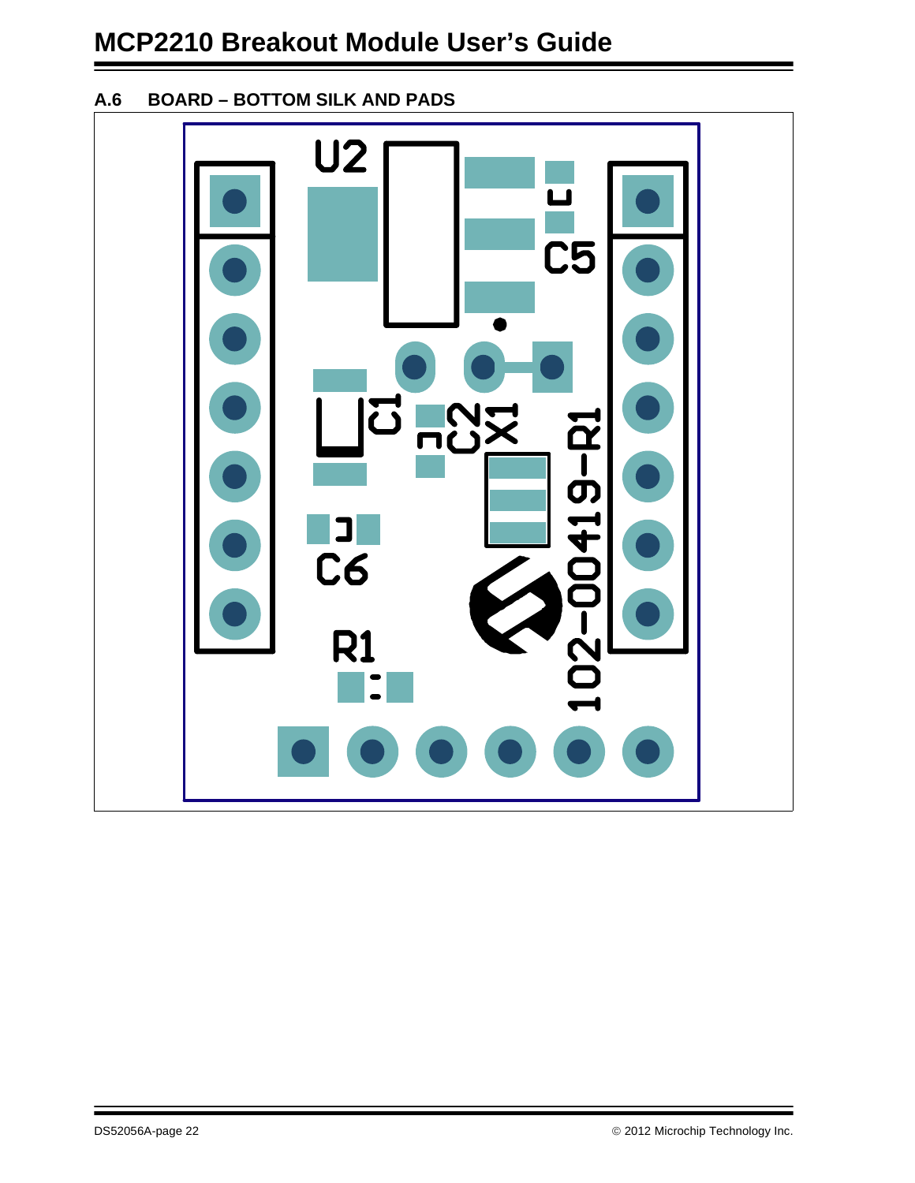## A.6 BOARD – BOTTOM SILK AND PADS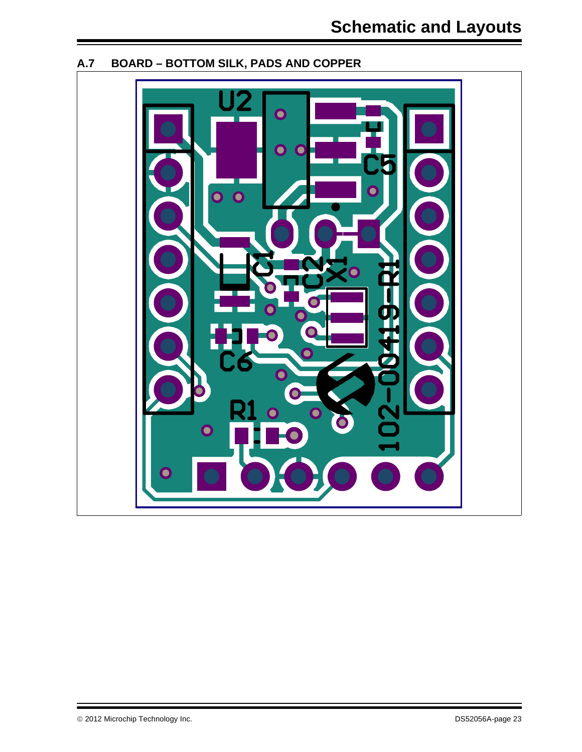## A.7 BOARD – BOTTOM SILK, PADS AND COPPER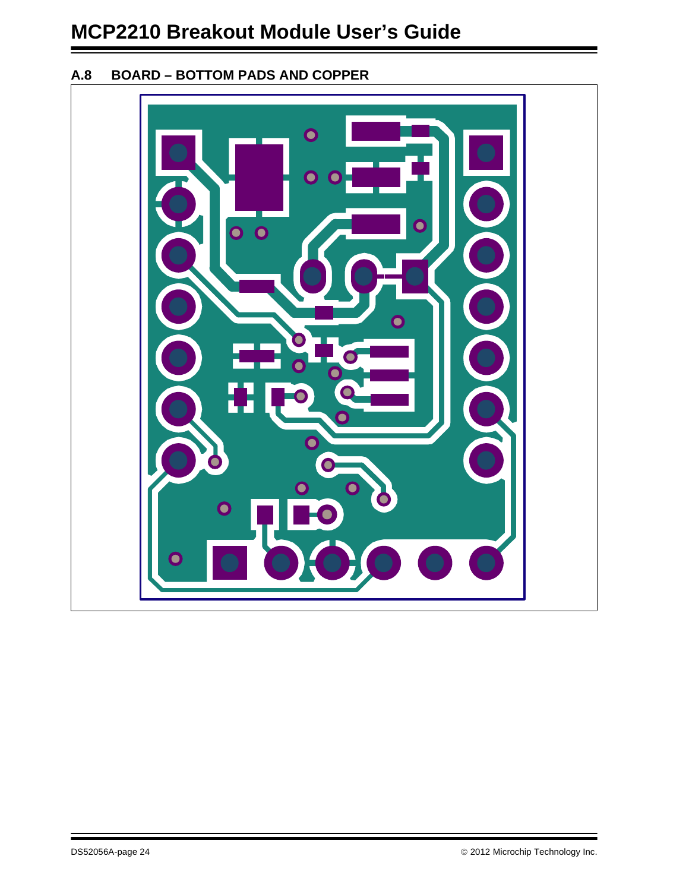## A.8 BOARD – BOTTOM PADS AND COPPER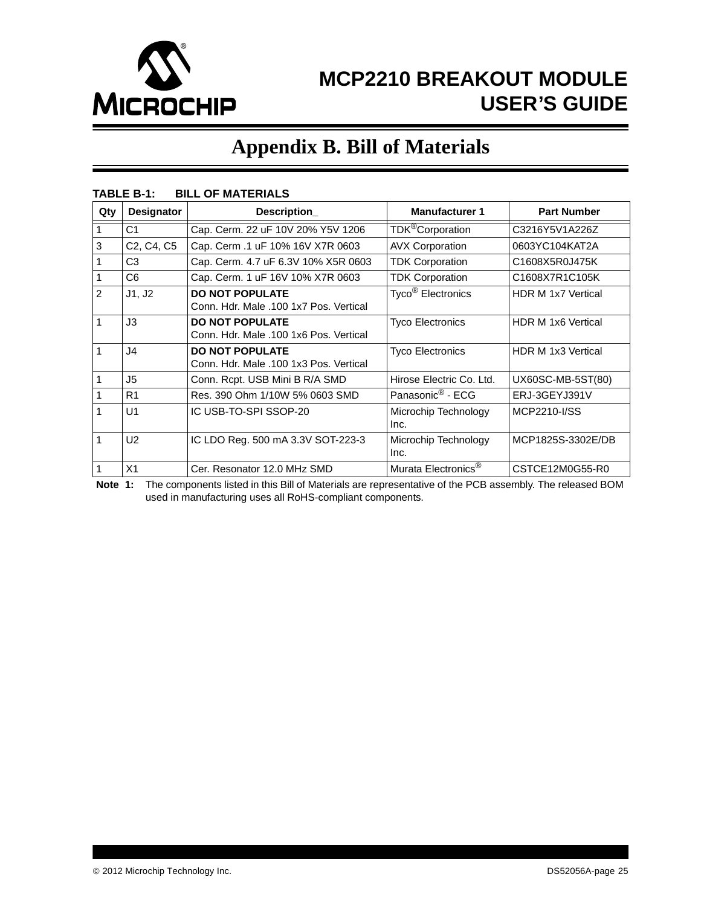# Appendix B. Bill of Materials

**TABLE B-1: BILL OF MATERIALS**

| Qty | Designator | Description_ | Manufacturer 1 | Part Number |
|---|---|---|---|---|
| 1 | C1 | Cap. Cerm. 22 uF 10V 20% Y5V 1206 | TDK®Corporation | C3216Y5V1A226Z |
| 3 | C2, C4, C5 | Cap. Cerm .1 uF 10% 16V X7R 0603 | AVX Corporation | 0603YC104KAT2A |
| 1 | C3 | Cap. Cerm. 4.7 uF 6.3V 10% X5R 0603 | TDK Corporation | C1608X5R0J475K |
| 1 | C6 | Cap. Cerm. 1 uF 16V 10% X7R 0603 | TDK Corporation | C1608X7R1C105K |
| 2 | J1, J2 | **DO NOT POPULATE** Conn. Hdr. Male .100 1x7 Pos. Vertical | Tyco® Electronics | HDR M 1x7 Vertical |
| 1 | J3 | **DO NOT POPULATE** Conn. Hdr. Male .100 1x6 Pos. Vertical | Tyco Electronics | HDR M 1x6 Vertical |
| 1 | J4 | **DO NOT POPULATE** Conn. Hdr. Male .100 1x3 Pos. Vertical | Tyco Electronics | HDR M 1x3 Vertical |
| 1 | J5 | Conn. Rcpt. USB Mini B R/A SMD | Hirose Electric Co. Ltd. | UX60SC-MB-5ST(80) |
| 1 | R1 | Res. 390 Ohm 1/10W 5% 0603 SMD | Panasonic® - ECG | ERJ-3GEYJ391V |
| 1 | U1 | IC USB-TO-SPI SSOP-20 | Microchip Technology Inc. | MCP2210-I/SS |
| 1 | U2 | IC LDO Reg. 500 mA 3.3V SOT-223-3 | Microchip Technology Inc. | MCP1825S-3302E/DB |
| 1 | X1 | Cer. Resonator 12.0 MHz SMD | Murata Electronics® | CSTCE12M0G55-R0 |

**Note 1:** The components listed in this Bill of Materials are representative of the PCB assembly. The released BOM used in manufacturing uses all RoHS-compliant components.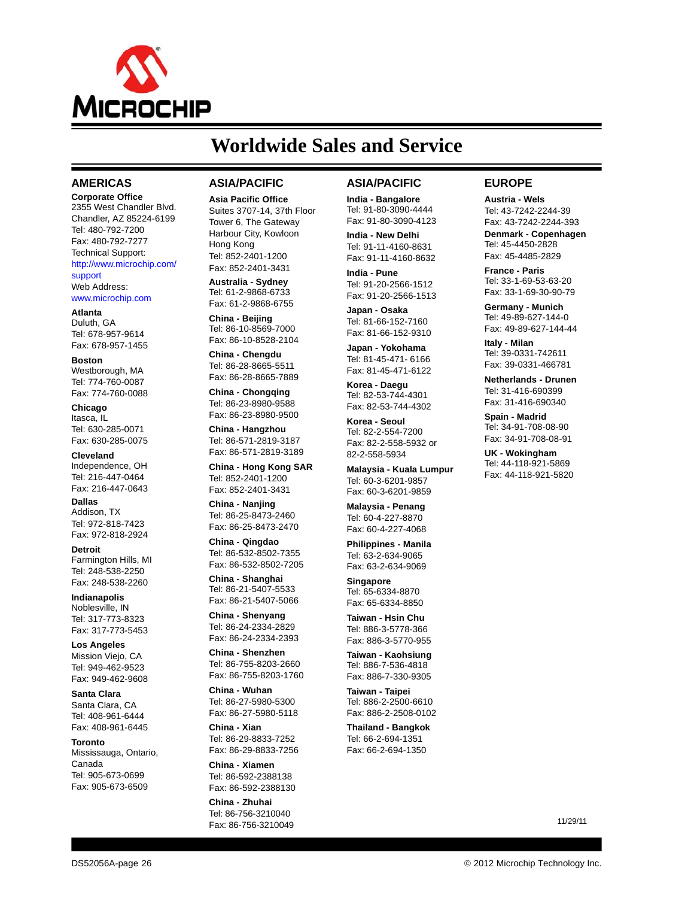# Worldwide Sales and Service

## AMERICAS

**Corporate Office**
2355 West Chandler Blvd.
Chandler, AZ 85224-6199
Tel: 480-792-7200
Fax: 480-792-7277
Technical Support:
http://www.microchip.com/support
Web Address:
www.microchip.com

**Atlanta**
Duluth, GA
Tel: 678-957-9614
Fax: 678-957-1455

**Boston**
Westborough, MA
Tel: 774-760-0087
Fax: 774-760-0088

**Chicago**
Itasca, IL
Tel: 630-285-0071
Fax: 630-285-0075

**Cleveland**
Independence, OH
Tel: 216-447-0464
Fax: 216-447-0643

**Dallas**
Addison, TX
Tel: 972-818-7423
Fax: 972-818-2924

**Detroit**
Farmington Hills, MI
Tel: 248-538-2250
Fax: 248-538-2260

**Indianapolis**
Noblesville, IN
Tel: 317-773-8323
Fax: 317-773-5453

**Los Angeles**
Mission Viejo, CA
Tel: 949-462-9523
Fax: 949-462-9608

**Santa Clara**
Santa Clara, CA
Tel: 408-961-6444
Fax: 408-961-6445

**Toronto**
Mississauga, Ontario, Canada
Tel: 905-673-0699
Fax: 905-673-6509

## ASIA/PACIFIC

**Asia Pacific Office**
Suites 3707-14, 37th Floor
Tower 6, The Gateway
Harbour City, Kowloon
Hong Kong
Tel: 852-2401-1200
Fax: 852-2401-3431

**Australia - Sydney**
Tel: 61-2-9868-6733
Fax: 61-2-9868-6755

**China - Beijing**
Tel: 86-10-8569-7000
Fax: 86-10-8528-2104

**China - Chengdu**
Tel: 86-28-8665-5511
Fax: 86-28-8665-7889

**China - Chongqing**
Tel: 86-23-8980-9588
Fax: 86-23-8980-9500

**China - Hangzhou**
Tel: 86-571-2819-3187
Fax: 86-571-2819-3189

**China - Hong Kong SAR**
Tel: 852-2401-1200
Fax: 852-2401-3431

**China - Nanjing**
Tel: 86-25-8473-2460
Fax: 86-25-8473-2470

**China - Qingdao**
Tel: 86-532-8502-7355
Fax: 86-532-8502-7205

**China - Shanghai**
Tel: 86-21-5407-5533
Fax: 86-21-5407-5066

**China - Shenyang**
Tel: 86-24-2334-2829
Fax: 86-24-2334-2393

**China - Shenzhen**
Tel: 86-755-8203-2660
Fax: 86-755-8203-1760

**China - Wuhan**
Tel: 86-27-5980-5300
Fax: 86-27-5980-5118

**China - Xian**
Tel: 86-29-8833-7252
Fax: 86-29-8833-7256

**China - Xiamen**
Tel: 86-592-2388138
Fax: 86-592-2388130

**China - Zhuhai**
Tel: 86-756-3210040
Fax: 86-756-3210049

## ASIA/PACIFIC

**India - Bangalore**
Tel: 91-80-3090-4444
Fax: 91-80-3090-4123

**India - New Delhi**
Tel: 91-11-4160-8631
Fax: 91-11-4160-8632

**India - Pune**
Tel: 91-20-2566-1512
Fax: 91-20-2566-1513

**Japan - Osaka**
Tel: 81-66-152-7160
Fax: 81-66-152-9310

**Japan - Yokohama**
Tel: 81-45-471- 6166
Fax: 81-45-471-6122

**Korea - Daegu**
Tel: 82-53-744-4301
Fax: 82-53-744-4302

**Korea - Seoul**
Tel: 82-2-554-7200
Fax: 82-2-558-5932 or 82-2-558-5934

**Malaysia - Kuala Lumpur**
Tel: 60-3-6201-9857
Fax: 60-3-6201-9859

**Malaysia - Penang**
Tel: 60-4-227-8870
Fax: 60-4-227-4068

**Philippines - Manila**
Tel: 63-2-634-9065
Fax: 63-2-634-9069

**Singapore**
Tel: 65-6334-8870
Fax: 65-6334-8850

**Taiwan - Hsin Chu**
Tel: 886-3-5778-366
Fax: 886-3-5770-955

**Taiwan - Kaohsiung**
Tel: 886-7-536-4818
Fax: 886-7-330-9305

**Taiwan - Taipei**
Tel: 886-2-2500-6610
Fax: 886-2-2508-0102

**Thailand - Bangkok**
Tel: 66-2-694-1351
Fax: 66-2-694-1350

## EUROPE

**Austria - Wels**
Tel: 43-7242-2244-39
Fax: 43-7242-2244-393

**Denmark - Copenhagen**
Tel: 45-4450-2828
Fax: 45-4485-2829

**France - Paris**
Tel: 33-1-69-53-63-20
Fax: 33-1-69-30-90-79

**Germany - Munich**
Tel: 49-89-627-144-0
Fax: 49-89-627-144-44

**Italy - Milan**
Tel: 39-0331-742611
Fax: 39-0331-466781

**Netherlands - Drunen**
Tel: 31-416-690399
Fax: 31-416-690340

**Spain - Madrid**
Tel: 34-91-708-08-90
Fax: 34-91-708-08-91

**UK - Wokingham**
Tel: 44-118-921-5869
Fax: 44-118-921-5820

11/29/11